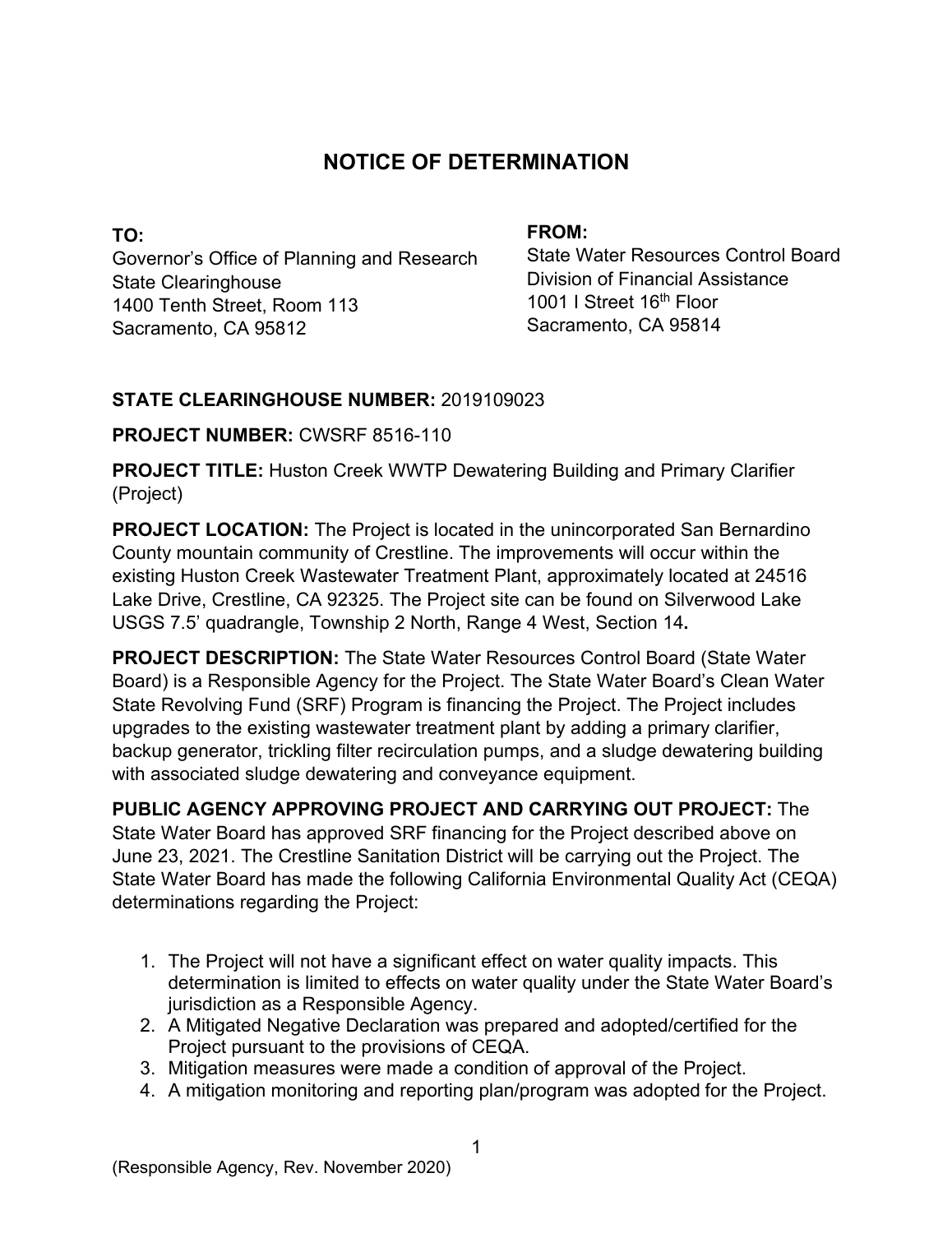# NOTICE OF DETERMINATION

**TO:**
Governor's Office of Planning and Research
State Clearinghouse
1400 Tenth Street, Room 113
Sacramento, CA 95812

**FROM:**
State Water Resources Control Board
Division of Financial Assistance
1001 I Street 16th Floor
Sacramento, CA 95814

**STATE CLEARINGHOUSE NUMBER:** 2019109023

**PROJECT NUMBER:** CWSRF 8516-110

**PROJECT TITLE:** Huston Creek WWTP Dewatering Building and Primary Clarifier (Project)

**PROJECT LOCATION:** The Project is located in the unincorporated San Bernardino County mountain community of Crestline. The improvements will occur within the existing Huston Creek Wastewater Treatment Plant, approximately located at 24516 Lake Drive, Crestline, CA 92325. The Project site can be found on Silverwood Lake USGS 7.5' quadrangle, Township 2 North, Range 4 West, Section 14**.**

**PROJECT DESCRIPTION:** The State Water Resources Control Board (State Water Board) is a Responsible Agency for the Project. The State Water Board's Clean Water State Revolving Fund (SRF) Program is financing the Project. The Project includes upgrades to the existing wastewater treatment plant by adding a primary clarifier, backup generator, trickling filter recirculation pumps, and a sludge dewatering building with associated sludge dewatering and conveyance equipment.

**PUBLIC AGENCY APPROVING PROJECT AND CARRYING OUT PROJECT:** The State Water Board has approved SRF financing for the Project described above on June 23, 2021. The Crestline Sanitation District will be carrying out the Project. The State Water Board has made the following California Environmental Quality Act (CEQA) determinations regarding the Project:

1. The Project will not have a significant effect on water quality impacts. This determination is limited to effects on water quality under the State Water Board's jurisdiction as a Responsible Agency.
2. A Mitigated Negative Declaration was prepared and adopted/certified for the Project pursuant to the provisions of CEQA.
3. Mitigation measures were made a condition of approval of the Project.
4. A mitigation monitoring and reporting plan/program was adopted for the Project.

(Responsible Agency, Rev. November 2020)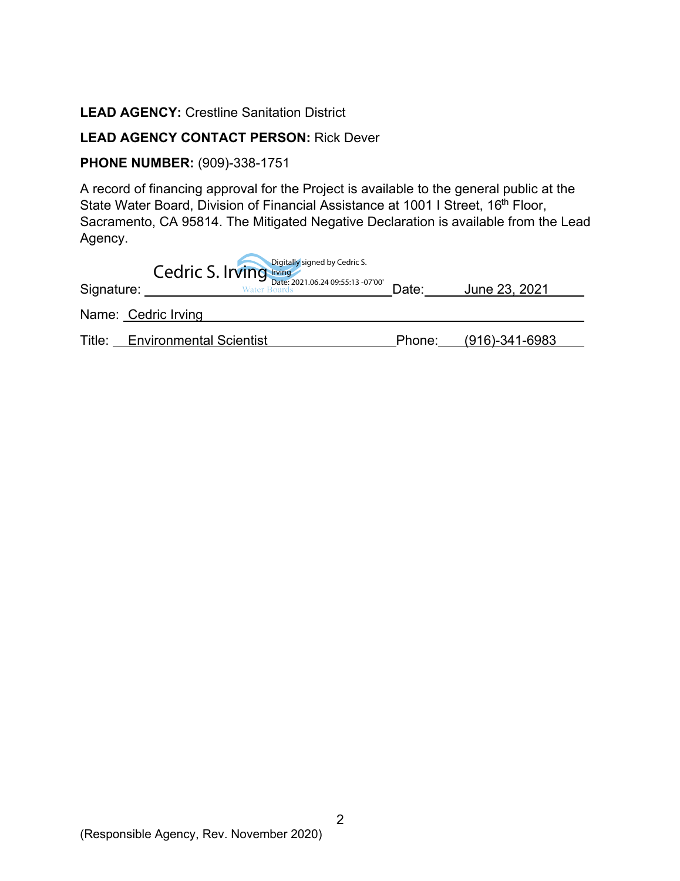**LEAD AGENCY:** Crestline Sanitation District

**LEAD AGENCY CONTACT PERSON:** Rick Dever

**PHONE NUMBER:** (909)-338-1751

A record of financing approval for the Project is available to the general public at the State Water Board, Division of Financial Assistance at 1001 I Street, 16th Floor, Sacramento, CA 95814. The Mitigated Negative Declaration is available from the Lead Agency.

Signature: Cedric S. Irving Digitally signed by Cedric S. Irving Date: 2021.06.24 09:55:13 -07'00' Date: June 23, 2021

Name: Cedric Irving

Title: Environmental Scientist Phone: (916)-341-6983

(Responsible Agency, Rev. November 2020)